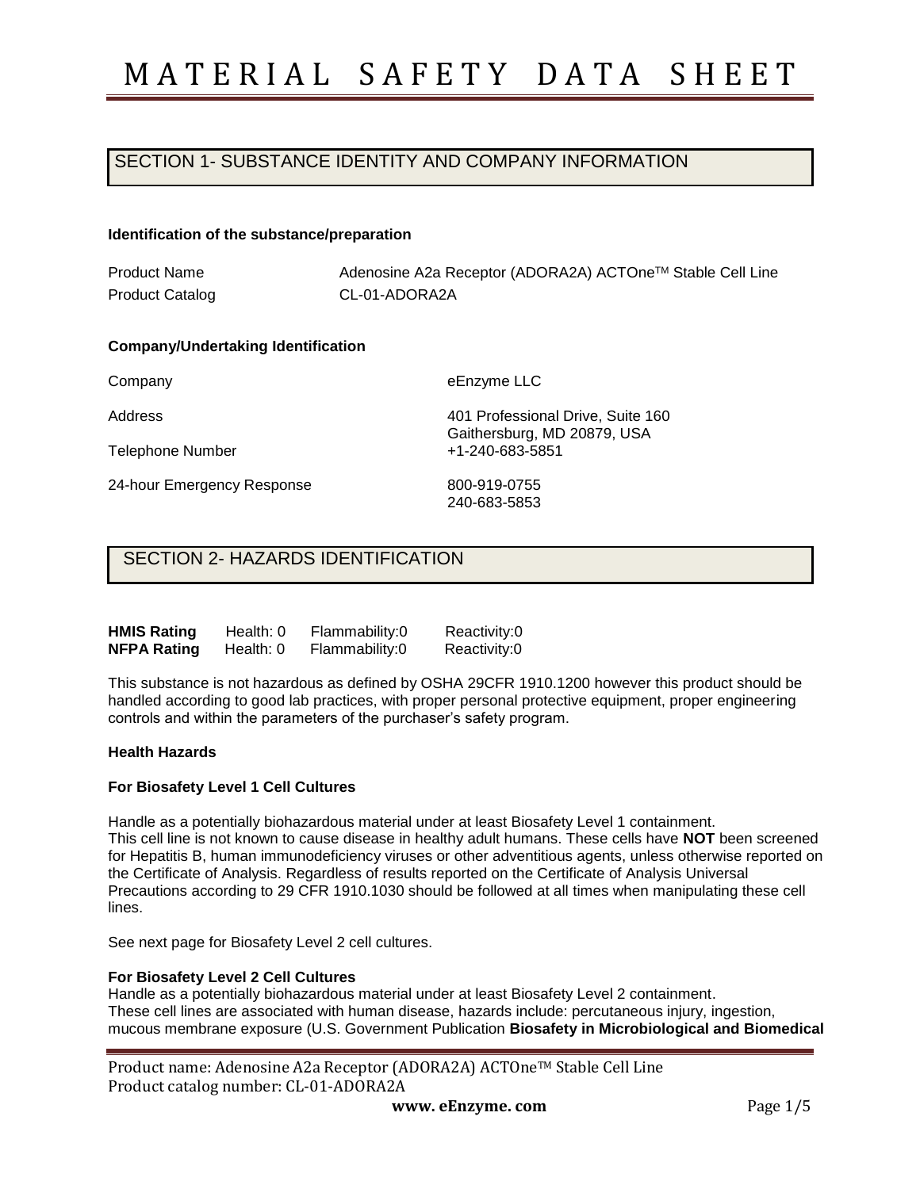# MATERIAL SAFETY DATA SHEET

## SECTION 1- SUBSTANCE IDENTITY AND COMPANY INFORMATION

**Identification of the substance/preparation**

| | |
|---|---|
| Product Name | Adenosine A2a Receptor (ADORA2A) ACTOne™ Stable Cell Line |
| Product Catalog | CL-01-ADORA2A |

**Company/Undertaking Identification**

| | |
|---|---|
| Company | eEnzyme LLC |
| Address | 401 Professional Drive, Suite 160<br>Gaithersburg, MD 20879, USA |
| Telephone Number | +1-240-683-5851 |
| 24-hour Emergency Response | 800-919-0755<br>240-683-5853 |

## SECTION 2- HAZARDS IDENTIFICATION

| | | | |
|---|---|---|---|
| **HMIS Rating** | Health: 0 | Flammability:0 | Reactivity:0 |
| **NFPA Rating** | Health: 0 | Flammability:0 | Reactivity:0 |

This substance is not hazardous as defined by OSHA 29CFR 1910.1200 however this product should be handled according to good lab practices, with proper personal protective equipment, proper engineering controls and within the parameters of the purchaser's safety program.

**Health Hazards**

**For Biosafety Level 1 Cell Cultures**

Handle as a potentially biohazardous material under at least Biosafety Level 1 containment.
This cell line is not known to cause disease in healthy adult humans. These cells have **NOT** been screened for Hepatitis B, human immunodeficiency viruses or other adventitious agents, unless otherwise reported on the Certificate of Analysis. Regardless of results reported on the Certificate of Analysis Universal Precautions according to 29 CFR 1910.1030 should be followed at all times when manipulating these cell lines.

See next page for Biosafety Level 2 cell cultures.

**For Biosafety Level 2 Cell Cultures**
Handle as a potentially biohazardous material under at least Biosafety Level 2 containment.
These cell lines are associated with human disease, hazards include: percutaneous injury, ingestion, mucous membrane exposure (U.S. Government Publication **Biosafety in Microbiological and Biomedical**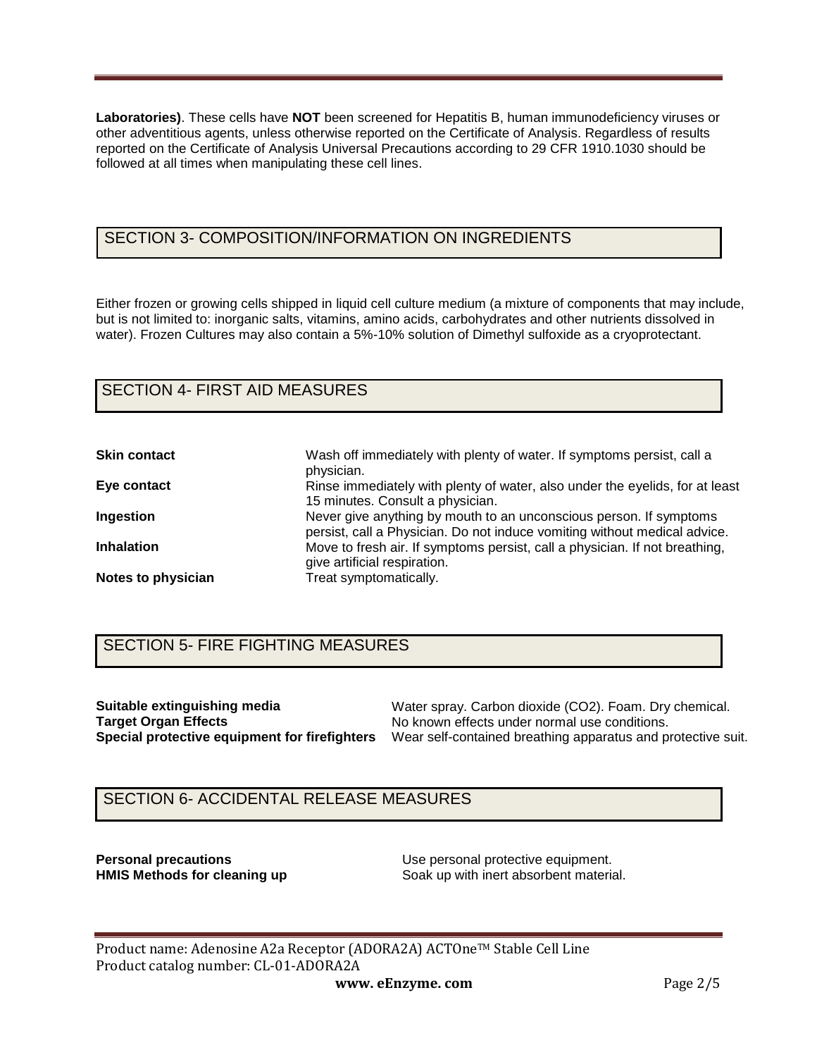**Laboratories)**. These cells have **NOT** been screened for Hepatitis B, human immunodeficiency viruses or other adventitious agents, unless otherwise reported on the Certificate of Analysis. Regardless of results reported on the Certificate of Analysis Universal Precautions according to 29 CFR 1910.1030 should be followed at all times when manipulating these cell lines.

## SECTION 3- COMPOSITION/INFORMATION ON INGREDIENTS

Either frozen or growing cells shipped in liquid cell culture medium (a mixture of components that may include, but is not limited to: inorganic salts, vitamins, amino acids, carbohydrates and other nutrients dissolved in water). Frozen Cultures may also contain a 5%-10% solution of Dimethyl sulfoxide as a cryoprotectant.

## SECTION 4- FIRST AID MEASURES

| | |
|---|---|
| **Skin contact** | Wash off immediately with plenty of water. If symptoms persist, call a physician. |
| **Eye contact** | Rinse immediately with plenty of water, also under the eyelids, for at least 15 minutes. Consult a physician. |
| **Ingestion** | Never give anything by mouth to an unconscious person. If symptoms persist, call a Physician. Do not induce vomiting without medical advice. |
| **Inhalation** | Move to fresh air. If symptoms persist, call a physician. If not breathing, give artificial respiration. |
| **Notes to physician** | Treat symptomatically. |

## SECTION 5- FIRE FIGHTING MEASURES

| | |
|---|---|
| **Suitable extinguishing media** | Water spray. Carbon dioxide ($CO_2$). Foam. Dry chemical. |
| **Target Organ Effects** | No known effects under normal use conditions. |
| **Special protective equipment for firefighters** | Wear self-contained breathing apparatus and protective suit. |

## SECTION 6- ACCIDENTAL RELEASE MEASURES

| | |
|---|---|
| **Personal precautions** | Use personal protective equipment. |
| **HMIS Methods for cleaning up** | Soak up with inert absorbent material. |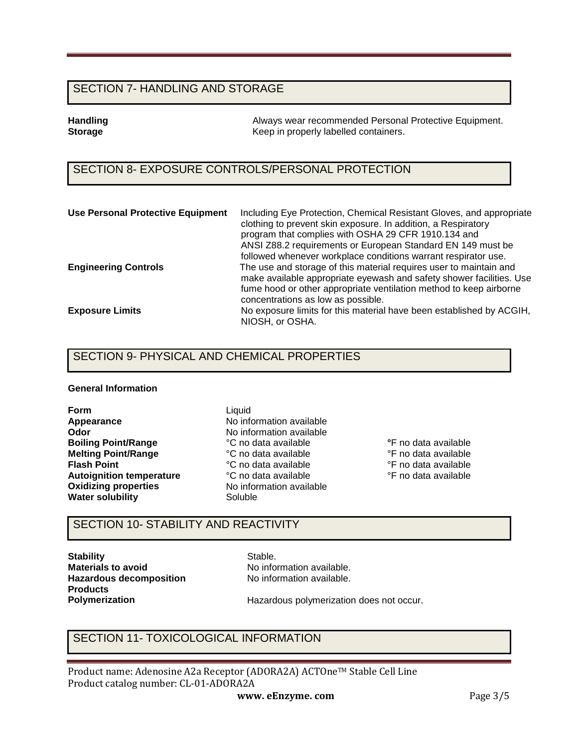## SECTION 7- HANDLING AND STORAGE

| | |
|---|---|
| **Handling** | Always wear recommended Personal Protective Equipment. |
| **Storage** | Keep in properly labelled containers. |

## SECTION 8- EXPOSURE CONTROLS/PERSONAL PROTECTION

| | |
|---|---|
| **Use Personal Protective Equipment** | Including Eye Protection, Chemical Resistant Gloves, and appropriate clothing to prevent skin exposure. In addition, a Respiratory program that complies with OSHA 29 CFR 1910.134 and ANSI Z88.2 requirements or European Standard EN 149 must be followed whenever workplace conditions warrant respirator use. |
| **Engineering Controls** | The use and storage of this material requires user to maintain and make available appropriate eyewash and safety shower facilities. Use fume hood or other appropriate ventilation method to keep airborne concentrations as low as possible. |
| **Exposure Limits** | No exposure limits for this material have been established by ACGIH, NIOSH, or OSHA. |

## SECTION 9- PHYSICAL AND CHEMICAL PROPERTIES

**General Information**

| | | |
|---|---|---|
| **Form** | Liquid | |
| **Appearance** | No information available | |
| **Odor** | No information available | |
| **Boiling Point/Range** | °C no data available | °F no data available |
| **Melting Point/Range** | °C no data available | °F no data available |
| **Flash Point** | °C no data available | °F no data available |
| **Autoignition temperature** | °C no data available | °F no data available |
| **Oxidizing properties** | No information available | |
| **Water solubility** | Soluble | |

## SECTION 10- STABILITY AND REACTIVITY

| | |
|---|---|
| **Stability** | Stable. |
| **Materials to avoid** | No information available. |
| **Hazardous decomposition Products** | No information available. |
| **Polymerization** | Hazardous polymerization does not occur. |

## SECTION 11- TOXICOLOGICAL INFORMATION

Product name: Adenosine A2a Receptor (ADORA2A) ACTOne™ Stable Cell Line
Product catalog number: CL-01-ADORA2A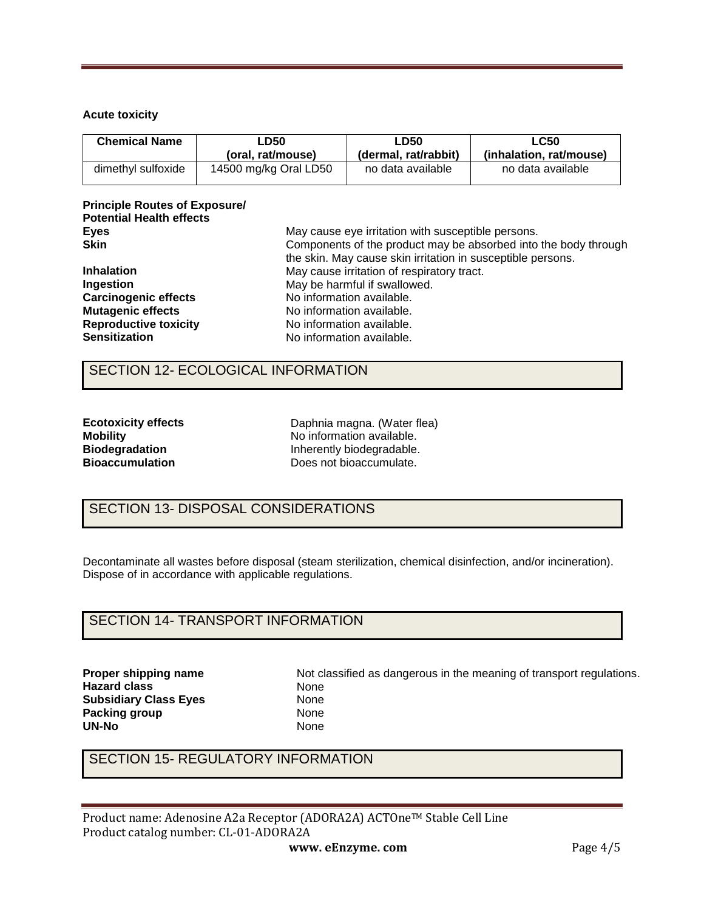**Acute toxicity**

| Chemical Name | LD50 (oral, rat/mouse) | LD50 (dermal, rat/rabbit) | LC50 (inhalation, rat/mouse) |
|---|---|---|---|
| dimethyl sulfoxide | 14500 mg/kg Oral LD50 | no data available | no data available |

**Principle Routes of Exposure/ Potential Health effects**

| | |
|---|---|
| **Eyes** | May cause eye irritation with susceptible persons. |
| **Skin** | Components of the product may be absorbed into the body through the skin. May cause skin irritation in susceptible persons. |
| **Inhalation** | May cause irritation of respiratory tract. |
| **Ingestion** | May be harmful if swallowed. |
| **Carcinogenic effects** | No information available. |
| **Mutagenic effects** | No information available. |
| **Reproductive toxicity** | No information available. |
| **Sensitization** | No information available. |

## SECTION 12- ECOLOGICAL INFORMATION

| | |
|---|---|
| **Ecotoxicity effects** | Daphnia magna. (Water flea) |
| **Mobility** | No information available. |
| **Biodegradation** | Inherently biodegradable. |
| **Bioaccumulation** | Does not bioaccumulate. |

## SECTION 13- DISPOSAL CONSIDERATIONS

Decontaminate all wastes before disposal (steam sterilization, chemical disinfection, and/or incineration). Dispose of in accordance with applicable regulations.

## SECTION 14- TRANSPORT INFORMATION

| | |
|---|---|
| **Proper shipping name** | Not classified as dangerous in the meaning of transport regulations. |
| **Hazard class** | None |
| **Subsidiary Class Eyes** | None |
| **Packing group** | None |
| **UN-No** | None |

## SECTION 15- REGULATORY INFORMATION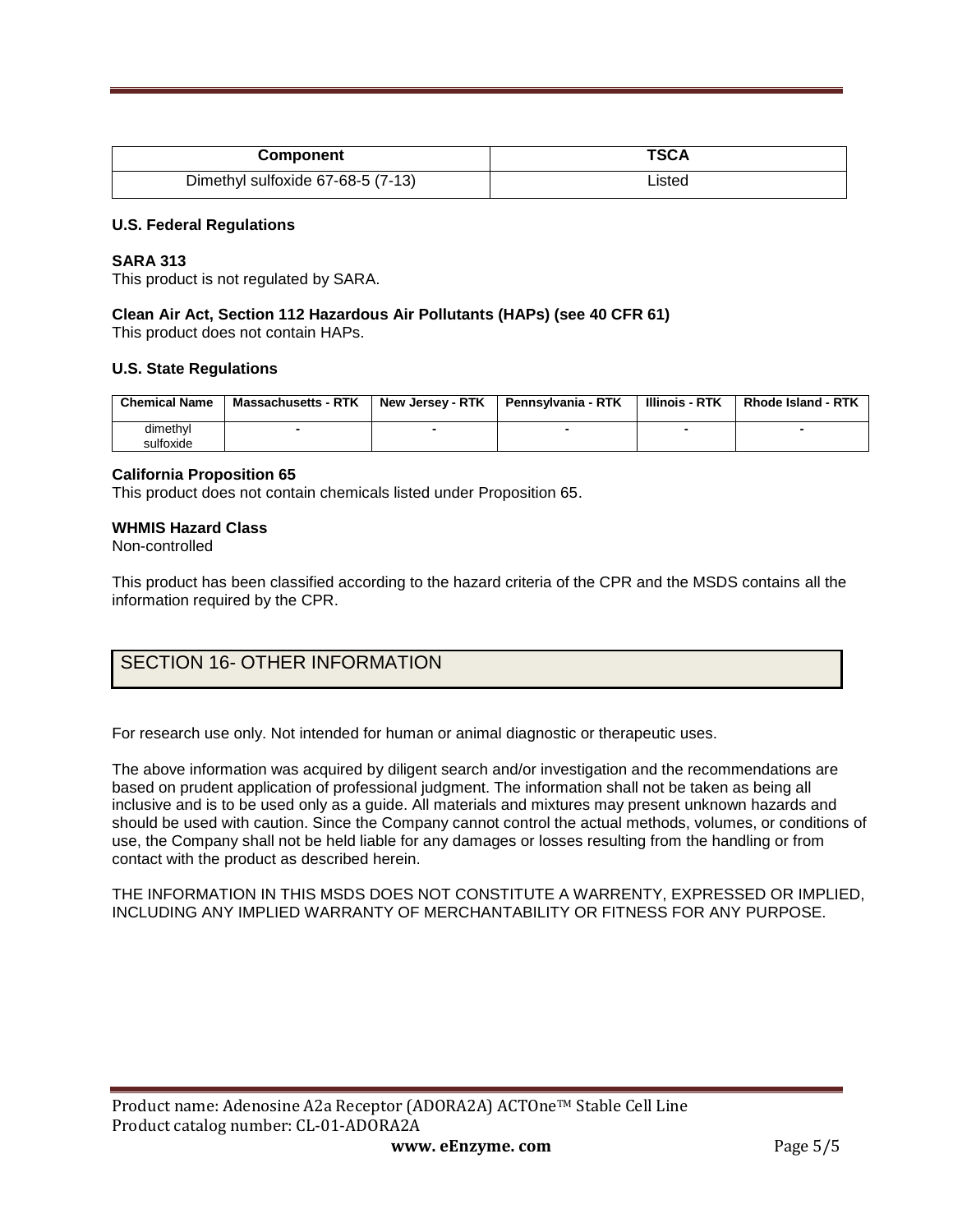| Component | TSCA |
| --- | --- |
| Dimethyl sulfoxide 67-68-5 (7-13) | Listed |

**U.S. Federal Regulations**

**SARA 313**
This product is not regulated by SARA.

**Clean Air Act, Section 112 Hazardous Air Pollutants (HAPs) (see 40 CFR 61)**
This product does not contain HAPs.

**U.S. State Regulations**

| Chemical Name | Massachusetts - RTK | New Jersey - RTK | Pennsylvania - RTK | Illinois - RTK | Rhode Island - RTK |
| --- | --- | --- | --- | --- | --- |
| dimethyl sulfoxide | - | - | - | - | - |

**California Proposition 65**
This product does not contain chemicals listed under Proposition 65.

**WHMIS Hazard Class**
Non-controlled

This product has been classified according to the hazard criteria of the CPR and the MSDS contains all the information required by the CPR.

## SECTION 16- OTHER INFORMATION

For research use only. Not intended for human or animal diagnostic or therapeutic uses.

The above information was acquired by diligent search and/or investigation and the recommendations are based on prudent application of professional judgment. The information shall not be taken as being all inclusive and is to be used only as a guide. All materials and mixtures may present unknown hazards and should be used with caution. Since the Company cannot control the actual methods, volumes, or conditions of use, the Company shall not be held liable for any damages or losses resulting from the handling or from contact with the product as described herein.

THE INFORMATION IN THIS MSDS DOES NOT CONSTITUTE A WARRENTY, EXPRESSED OR IMPLIED, INCLUDING ANY IMPLIED WARRANTY OF MERCHANTABILITY OR FITNESS FOR ANY PURPOSE.